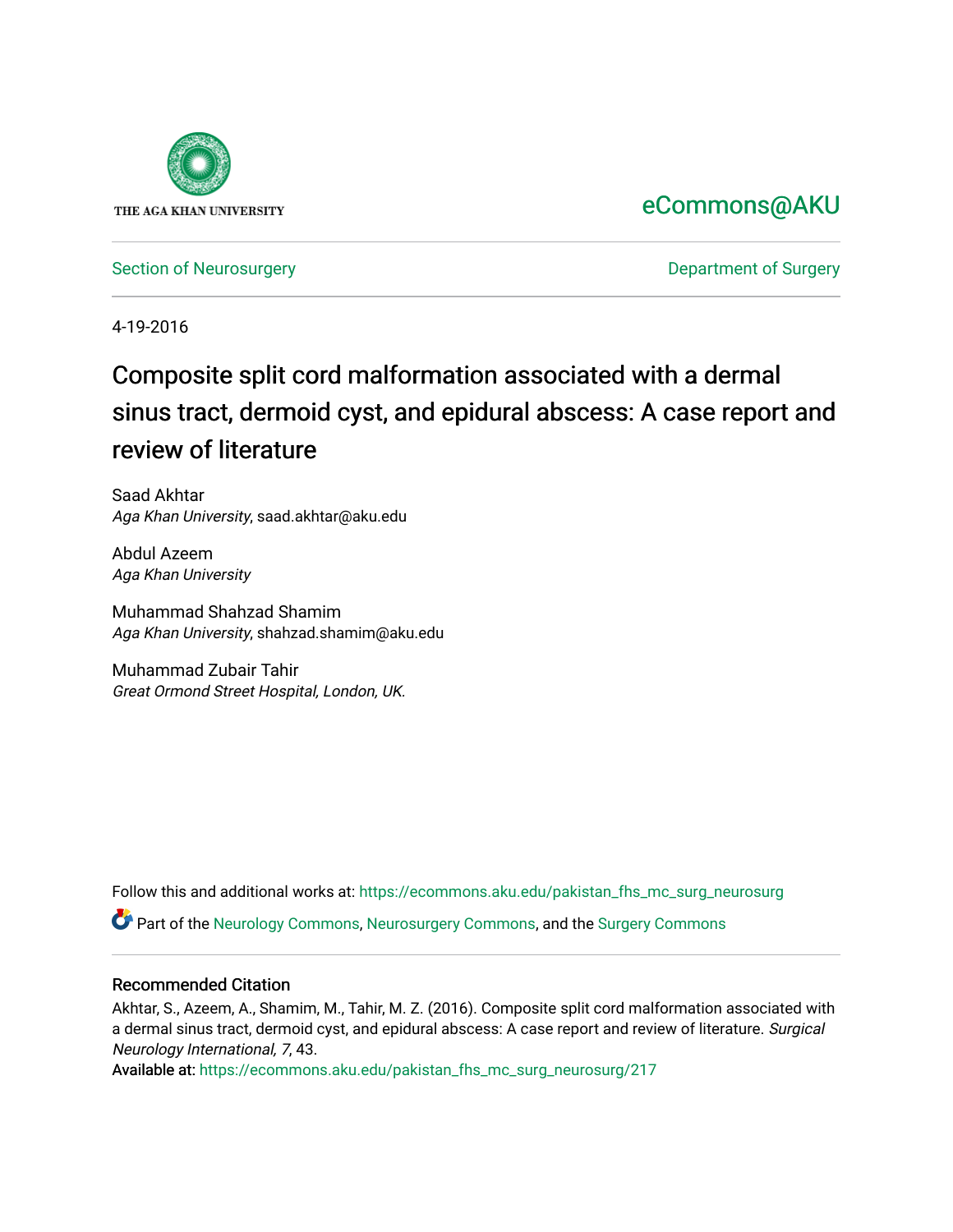THE AGA KHAN UNIVERSITY

eCommons@AKU

Section of Neurosurgery

Department of Surgery

4-19-2016

# Composite split cord malformation associated with a dermal sinus tract, dermoid cyst, and epidural abscess: A case report and review of literature

Saad Akhtar
*Aga Khan University*, saad.akhtar@aku.edu

Abdul Azeem
*Aga Khan University*

Muhammad Shahzad Shamim
*Aga Khan University*, shahzad.shamim@aku.edu

Muhammad Zubair Tahir
*Great Ormond Street Hospital, London, UK.*

Follow this and additional works at: https://ecommons.aku.edu/pakistan_fhs_mc_surg_neurosurg

Part of the Neurology Commons, Neurosurgery Commons, and the Surgery Commons

## Recommended Citation

Akhtar, S., Azeem, A., Shamim, M., Tahir, M. Z. (2016). Composite split cord malformation associated with a dermal sinus tract, dermoid cyst, and epidural abscess: A case report and review of literature. *Surgical Neurology International, 7*, 43.

Available at: https://ecommons.aku.edu/pakistan_fhs_mc_surg_neurosurg/217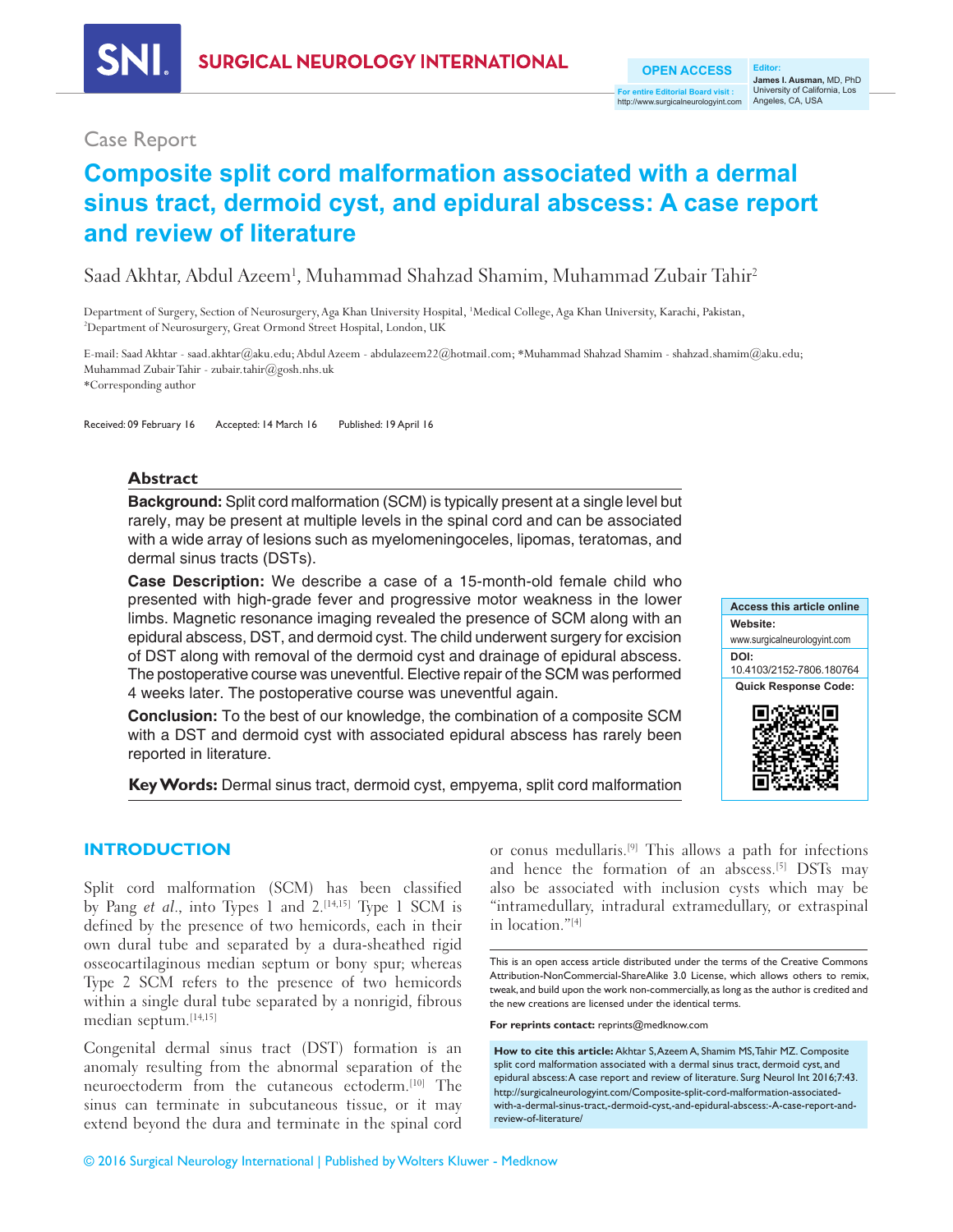Case Report

# Composite split cord malformation associated with a dermal sinus tract, dermoid cyst, and epidural abscess: A case report and review of literature

Saad Akhtar, Abdul Azeem[1], Muhammad Shahzad Shamim, Muhammad Zubair Tahir[2]

Department of Surgery, Section of Neurosurgery, Aga Khan University Hospital, [1]Medical College, Aga Khan University, Karachi, Pakistan, [2]Department of Neurosurgery, Great Ormond Street Hospital, London, UK

E-mail: Saad Akhtar - saad.akhtar@aku.edu; Abdul Azeem - abdulazeem22@hotmail.com; *Muhammad Shahzad Shamim - shahzad.shamim@aku.edu; Muhammad Zubair Tahir - zubair.tahir@gosh.nhs.uk
*Corresponding author

Received: 09 February 16 Accepted: 14 March 16 Published: 19 April 16

## Abstract

**Background:** Split cord malformation (SCM) is typically present at a single level but rarely, may be present at multiple levels in the spinal cord and can be associated with a wide array of lesions such as myelomeningoceles, lipomas, teratomas, and dermal sinus tracts (DSTs).

**Case Description:** We describe a case of a 15-month-old female child who presented with high-grade fever and progressive motor weakness in the lower limbs. Magnetic resonance imaging revealed the presence of SCM along with an epidural abscess, DST, and dermoid cyst. The child underwent surgery for excision of DST along with removal of the dermoid cyst and drainage of epidural abscess. The postoperative course was uneventful. Elective repair of the SCM was performed 4 weeks later. The postoperative course was uneventful again.

**Conclusion:** To the best of our knowledge, the combination of a composite SCM with a DST and dermoid cyst with associated epidural abscess has rarely been reported in literature.

**Key Words:** Dermal sinus tract, dermoid cyst, empyema, split cord malformation

Access this article online
Website: www.surgicalneurologyint.com
DOI: 10.4103/2152-7806.180764
Quick Response Code:

## INTRODUCTION

Split cord malformation (SCM) has been classified by Pang *et al*., into Types 1 and 2.[14,15] Type 1 SCM is defined by the presence of two hemicords, each in their own dural tube and separated by a dura-sheathed rigid osseocartilaginous median septum or bony spur; whereas Type 2 SCM refers to the presence of two hemicords within a single dural tube separated by a nonrigid, fibrous median septum.[14,15]

Congenital dermal sinus tract (DST) formation is an anomaly resulting from the abnormal separation of the neuroectoderm from the cutaneous ectoderm.[10] The sinus can terminate in subcutaneous tissue, or it may extend beyond the dura and terminate in the spinal cord or conus medullaris.[9] This allows a path for infections and hence the formation of an abscess.[5] DSTs may also be associated with inclusion cysts which may be "intramedullary, intradural extramedullary, or extraspinal in location."[4]

This is an open access article distributed under the terms of the Creative Commons Attribution-NonCommercial-ShareAlike 3.0 License, which allows others to remix, tweak, and build upon the work non-commercially, as long as the author is credited and the new creations are licensed under the identical terms.

**For reprints contact:** reprints@medknow.com

**How to cite this article:** Akhtar S, Azeem A, Shamim MS, Tahir MZ. Composite split cord malformation associated with a dermal sinus tract, dermoid cyst, and epidural abscess: A case report and review of literature. Surg Neurol Int 2016;7:43. http://surgicalneurologyint.com/Composite-split-cord-malformation-associated-with-a-dermal-sinus-tract,-dermoid-cyst,-and-epidural-abscess:-A-case-report-and-review-of-literature/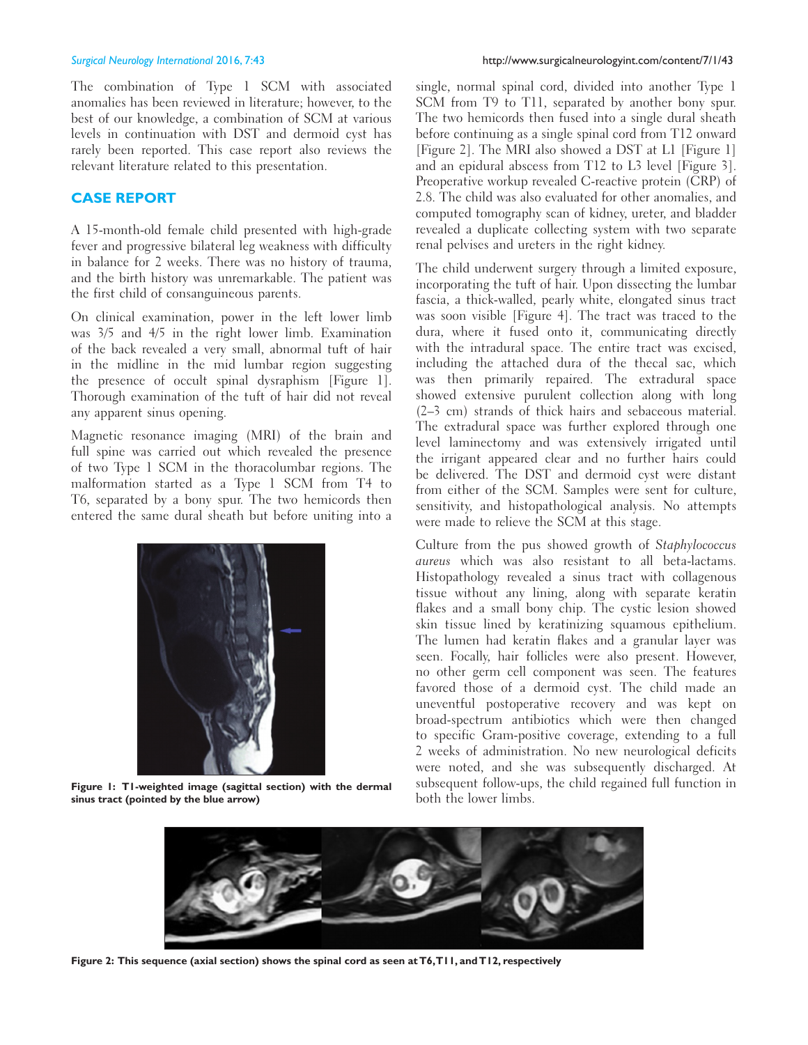The combination of Type 1 SCM with associated anomalies has been reviewed in literature; however, to the best of our knowledge, a combination of SCM at various levels in continuation with DST and dermoid cyst has rarely been reported. This case report also reviews the relevant literature related to this presentation.

## CASE REPORT

A 15-month-old female child presented with high-grade fever and progressive bilateral leg weakness with difficulty in balance for 2 weeks. There was no history of trauma, and the birth history was unremarkable. The patient was the first child of consanguineous parents.

On clinical examination, power in the left lower limb was 3/5 and 4/5 in the right lower limb. Examination of the back revealed a very small, abnormal tuft of hair in the midline in the mid lumbar region suggesting the presence of occult spinal dysraphism [Figure 1]. Thorough examination of the tuft of hair did not reveal any apparent sinus opening.

Magnetic resonance imaging (MRI) of the brain and full spine was carried out which revealed the presence of two Type 1 SCM in the thoracolumbar regions. The malformation started as a Type 1 SCM from T4 to T6, separated by a bony spur. The two hemicords then entered the same dural sheath but before uniting into a single, normal spinal cord, divided into another Type 1 SCM from T9 to T11, separated by another bony spur. The two hemicords then fused into a single dural sheath before continuing as a single spinal cord from T12 onward [Figure 2]. The MRI also showed a DST at L1 [Figure 1] and an epidural abscess from T12 to L3 level [Figure 3]. Preoperative workup revealed C-reactive protein (CRP) of 2.8. The child was also evaluated for other anomalies, and computed tomography scan of kidney, ureter, and bladder revealed a duplicate collecting system with two separate renal pelvises and ureters in the right kidney.

**Figure 1: T1-weighted image (sagittal section) with the dermal sinus tract (pointed by the blue arrow)**

The child underwent surgery through a limited exposure, incorporating the tuft of hair. Upon dissecting the lumbar fascia, a thick-walled, pearly white, elongated sinus tract was soon visible [Figure 4]. The tract was traced to the dura, where it fused onto it, communicating directly with the intradural space. The entire tract was excised, including the attached dura of the thecal sac, which was then primarily repaired. The extradural space showed extensive purulent collection along with long (2–3 cm) strands of thick hairs and sebaceous material. The extradural space was further explored through one level laminectomy and was extensively irrigated until the irrigant appeared clear and no further hairs could be delivered. The DST and dermoid cyst were distant from either of the SCM. Samples were sent for culture, sensitivity, and histopathological analysis. No attempts were made to relieve the SCM at this stage.

Culture from the pus showed growth of *Staphylococcus aureus* which was also resistant to all beta-lactams. Histopathology revealed a sinus tract with collagenous tissue without any lining, along with separate keratin flakes and a small bony chip. The cystic lesion showed skin tissue lined by keratinizing squamous epithelium. The lumen had keratin flakes and a granular layer was seen. Focally, hair follicles were also present. However, no other germ cell component was seen. The features favored those of a dermoid cyst. The child made an uneventful postoperative recovery and was kept on broad-spectrum antibiotics which were then changed to specific Gram-positive coverage, extending to a full 2 weeks of administration. No new neurological deficits were noted, and she was subsequently discharged. At subsequent follow-ups, the child regained full function in both the lower limbs.

**Figure 2: This sequence (axial section) shows the spinal cord as seen at T6, T11, and T12, respectively**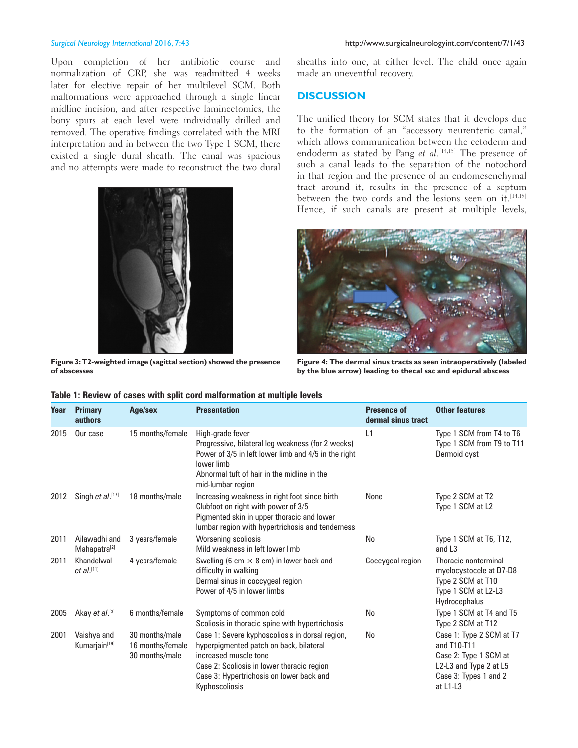Upon completion of her antibiotic course and normalization of CRP, she was readmitted 4 weeks later for elective repair of her multilevel SCM. Both malformations were approached through a single linear midline incision, and after respective laminectomies, the bony spurs at each level were individually drilled and removed. The operative findings correlated with the MRI interpretation and in between the two Type 1 SCM, there existed a single dural sheath. The canal was spacious and no attempts were made to reconstruct the two dural sheaths into one, at either level. The child once again made an uneventful recovery.

**Figure 3: T2-weighted image (sagittal section) showed the presence of abscesses**

## DISCUSSION

The unified theory for SCM states that it develops due to the formation of an "accessory neurenteric canal," which allows communication between the ectoderm and endoderm as stated by Pang *et al*.[14,15] The presence of such a canal leads to the separation of the notochord in that region and the presence of an endomesenchymal tract around it, results in the presence of a septum between the two cords and the lesions seen on it.[14,15] Hence, if such canals are present at multiple levels,

**Figure 4: The dermal sinus tracts as seen intraoperatively (labeled by the blue arrow) leading to thecal sac and epidural abscess**

**Table 1: Review of cases with split cord malformation at multiple levels**

| Year | Primary authors | Age/sex | Presentation | Presence of dermal sinus tract | Other features |
|---|---|---|---|---|---|
| 2015 | Our case | 15 months/female | High-grade fever<br>Progressive, bilateral leg weakness (for 2 weeks)<br>Power of 3/5 in left lower limb and 4/5 in the right lower limb<br>Abnormal tuft of hair in the midline in the mid-lumbar region | L1 | Type 1 SCM from T4 to T6<br>Type 1 SCM from T9 to T11<br>Dermoid cyst |
| 2012 | Singh *et al*.[17] | 18 months/male | Increasing weakness in right foot since birth<br>Clubfoot on right with power of 3/5<br>Pigmented skin in upper thoracic and lower lumbar region with hypertrichosis and tenderness | None | Type 2 SCM at T2<br>Type 1 SCM at L2 |
| 2011 | Ailawadhi and Mahapatra[2] | 3 years/female | Worsening scoliosis<br>Mild weakness in left lower limb | No | Type 1 SCM at T6, T12, and L3 |
| 2011 | Khandelwal *et al*.[11] | 4 years/female | Swelling (6 cm × 8 cm) in lower back and difficulty in walking<br>Dermal sinus in coccygeal region<br>Power of 4/5 in lower limbs | Coccygeal region | Thoracic nonterminal myelocystocele at D7-D8<br>Type 2 SCM at T10<br>Type 1 SCM at L2-L3<br>Hydrocephalus |
| 2005 | Akay *et al*.[3] | 6 months/female | Symptoms of common cold<br>Scoliosis in thoracic spine with hypertrichosis | No | Type 1 SCM at T4 and T5<br>Type 2 SCM at T12 |
| 2001 | Vaishya and Kumarjain[19] | 30 months/male<br>16 months/female<br>30 months/male | Case 1: Severe kyphoscoliosis in dorsal region, hyperpigmented patch on back, bilateral increased muscle tone<br>Case 2: Scoliosis in lower thoracic region<br>Case 3: Hypertrichosis on lower back and Kyphoscoliosis | No | Case 1: Type 2 SCM at T7 and T10-T11<br>Case 2: Type 1 SCM at L2-L3 and Type 2 at L5<br>Case 3: Types 1 and 2 at L1-L3 |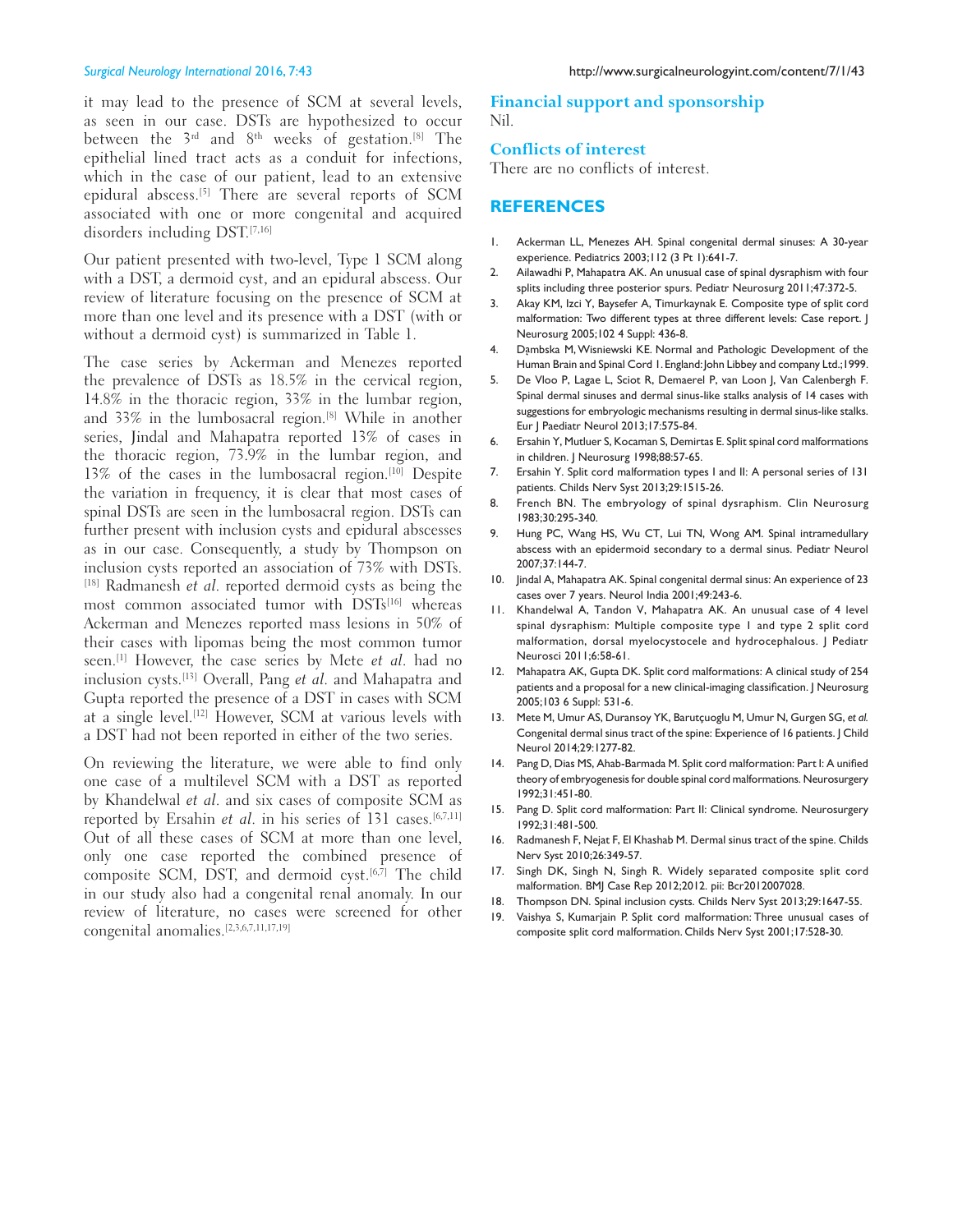it may lead to the presence of SCM at several levels, as seen in our case. DSTs are hypothesized to occur between the 3rd and 8th weeks of gestation.[8] The epithelial lined tract acts as a conduit for infections, which in the case of our patient, lead to an extensive epidural abscess.[5] There are several reports of SCM associated with one or more congenital and acquired disorders including DST.[7,16]

Our patient presented with two‑level, Type 1 SCM along with a DST, a dermoid cyst, and an epidural abscess. Our review of literature focusing on the presence of SCM at more than one level and its presence with a DST (with or without a dermoid cyst) is summarized in Table 1.

The case series by Ackerman and Menezes reported the prevalence of DSTs as 18.5% in the cervical region, 14.8% in the thoracic region, 33% in the lumbar region, and 33% in the lumbosacral region.[8] While in another series, Jindal and Mahapatra reported 13% of cases in the thoracic region, 73.9% in the lumbar region, and 13% of the cases in the lumbosacral region.[10] Despite the variation in frequency, it is clear that most cases of spinal DSTs are seen in the lumbosacral region. DSTs can further present with inclusion cysts and epidural abscesses as in our case. Consequently, a study by Thompson on inclusion cysts reported an association of 73% with DSTs.[18] Radmanesh *et al*. reported dermoid cysts as being the most common associated tumor with DSTs[16] whereas Ackerman and Menezes reported mass lesions in 50% of their cases with lipomas being the most common tumor seen.[1] However, the case series by Mete *et al*. had no inclusion cysts.[13] Overall, Pang *et al*. and Mahapatra and Gupta reported the presence of a DST in cases with SCM at a single level.[12] However, SCM at various levels with a DST had not been reported in either of the two series.

On reviewing the literature, we were able to find only one case of a multilevel SCM with a DST as reported by Khandelwal *et al*. and six cases of composite SCM as reported by Ersahin *et al*. in his series of 131 cases.[6,7,11] Out of all these cases of SCM at more than one level, only one case reported the combined presence of composite SCM, DST, and dermoid cyst.[6,7] The child in our study also had a congenital renal anomaly. In our review of literature, no cases were screened for other congenital anomalies.[2,3,6,7,11,17,19]

## Financial support and sponsorship

Nil.

## Conflicts of interest

There are no conflicts of interest.

## REFERENCES

1. Ackerman LL, Menezes AH. Spinal congenital dermal sinuses: A 30-year experience. Pediatrics 2003;112 (3 Pt 1):641-7.
2. Ailawadhi P, Mahapatra AK. An unusual case of spinal dysraphism with four splits including three posterior spurs. Pediatr Neurosurg 2011;47:372-5.
3. Akay KM, Izci Y, Baysefer A, Timurkaynak E. Composite type of split cord malformation: Two different types at three different levels: Case report. J Neurosurg 2005;102 4 Suppl: 436-8.
4. Dạmbska M, Wisniewski KE. Normal and Pathologic Development of the Human Brain and Spinal Cord 1. England: John Libbey and company Ltd.;1999.
5. De Vloo P, Lagae L, Sciot R, Demaerel P, van Loon J, Van Calenbergh F. Spinal dermal sinuses and dermal sinus-like stalks analysis of 14 cases with suggestions for embryologic mechanisms resulting in dermal sinus-like stalks. Eur J Paediatr Neurol 2013;17:575-84.
6. Ersahin Y, Mutluer S, Kocaman S, Demirtas E. Split spinal cord malformations in children. J Neurosurg 1998;88:57-65.
7. Ersahin Y. Split cord malformation types I and II: A personal series of 131 patients. Childs Nerv Syst 2013;29:1515-26.
8. French BN. The embryology of spinal dysraphism. Clin Neurosurg 1983;30:295-340.
9. Hung PC, Wang HS, Wu CT, Lui TN, Wong AM. Spinal intramedullary abscess with an epidermoid secondary to a dermal sinus. Pediatr Neurol 2007;37:144-7.
10. Jindal A, Mahapatra AK. Spinal congenital dermal sinus: An experience of 23 cases over 7 years. Neurol India 2001;49:243-6.
11. Khandelwal A, Tandon V, Mahapatra AK. An unusual case of 4 level spinal dysraphism: Multiple composite type 1 and type 2 split cord malformation, dorsal myelocystocele and hydrocephalous. J Pediatr Neurosci 2011;6:58-61.
12. Mahapatra AK, Gupta DK. Split cord malformations: A clinical study of 254 patients and a proposal for a new clinical-imaging classification. J Neurosurg 2005;103 6 Suppl: 531-6.
13. Mete M, Umur AS, Duransoy YK, Barutçuoglu M, Umur N, Gurgen SG, *et al.* Congenital dermal sinus tract of the spine: Experience of 16 patients. J Child Neurol 2014;29:1277-82.
14. Pang D, Dias MS, Ahab-Barmada M. Split cord malformation: Part I: A unified theory of embryogenesis for double spinal cord malformations. Neurosurgery 1992;31:451-80.
15. Pang D. Split cord malformation: Part II: Clinical syndrome. Neurosurgery 1992;31:481-500.
16. Radmanesh F, Nejat F, El Khashab M. Dermal sinus tract of the spine. Childs Nerv Syst 2010;26:349-57.
17. Singh DK, Singh N, Singh R. Widely separated composite split cord malformation. BMJ Case Rep 2012;2012. pii: Bcr2012007028.
18. Thompson DN. Spinal inclusion cysts. Childs Nerv Syst 2013;29:1647-55.
19. Vaishya S, Kumarjain P. Split cord malformation: Three unusual cases of composite split cord malformation. Childs Nerv Syst 2001;17:528-30.